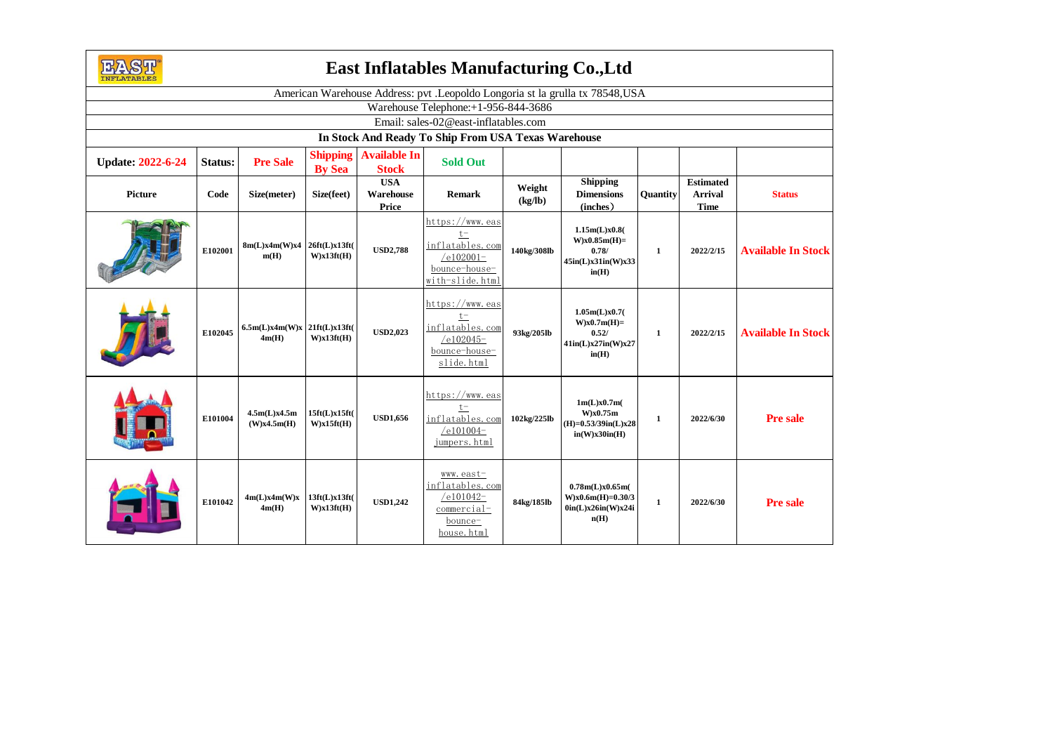# East Inflatables Manufacturing Co.,Ltd

American Warehouse Address: pvt .Leopoldo Longoria st la grulla tx 78548,USA

Warehouse Telephone:+1-956-844-3686

Email: sales-02@east-inflatables.com

**In Stock And Ready To Ship From USA Texas Warehouse**

| Update: 2022-6-24 | Status: | Pre Sale | Shipping By Sea | Available In Stock | Sold Out | | | | | |
|---|---|---|---|---|---|---|---|---|---|---|
| **Picture** | **Code** | **Size(meter)** | **Size(feet)** | **USA Warehouse Price** | **Remark** | **Weight (kg/lb)** | **Shipping Dimensions (inches)** | **Quantity** | **Estimated Arrival Time** | **Status** |
| | E102001 | 8m(L)x4m(W)x4m(H) | 26ft(L)x13ft(W)x13ft(H) | USD2,788 | https://www.east-inflatables.com/e102001-bounce-house-with-slide.html | 140kg/308lb | 1.15m(L)x0.8(W)x0.85m(H)=0.78/45in(L)x31in(W)x33in(H) | 1 | 2022/2/15 | Available In Stock |
| | E102045 | 6.5m(L)x4m(W)x4m(H) | 21ft(L)x13ft(W)x13ft(H) | USD2,023 | https://www.east-inflatables.com/e102045-bounce-house-slide.html | 93kg/205lb | 1.05m(L)x0.7(W)x0.7m(H)=0.52/41in(L)x27in(W)x27in(H) | 1 | 2022/2/15 | Available In Stock |
| | E101004 | 4.5m(L)x4.5m(W)x4.5m(H) | 15ft(L)x15ft(W)x15ft(H) | USD1,656 | https://www.east-inflatables.com/e101004-jumpers.html | 102kg/225lb | 1m(L)x0.7m(W)x0.75m(H)=0.53/39in(L)x28in(W)x30in(H) | 1 | 2022/6/30 | Pre sale |
| | E101042 | 4m(L)x4m(W)x4m(H) | 13ft(L)x13ft(W)x13ft(H) | USD1,242 | www.east-inflatables.com/e101042-commercial-bounce-house.html | 84kg/185lb | 0.78m(L)x0.65m(W)x0.6m(H)=0.30/30in(L)x26in(W)x24in(H) | 1 | 2022/6/30 | Pre sale |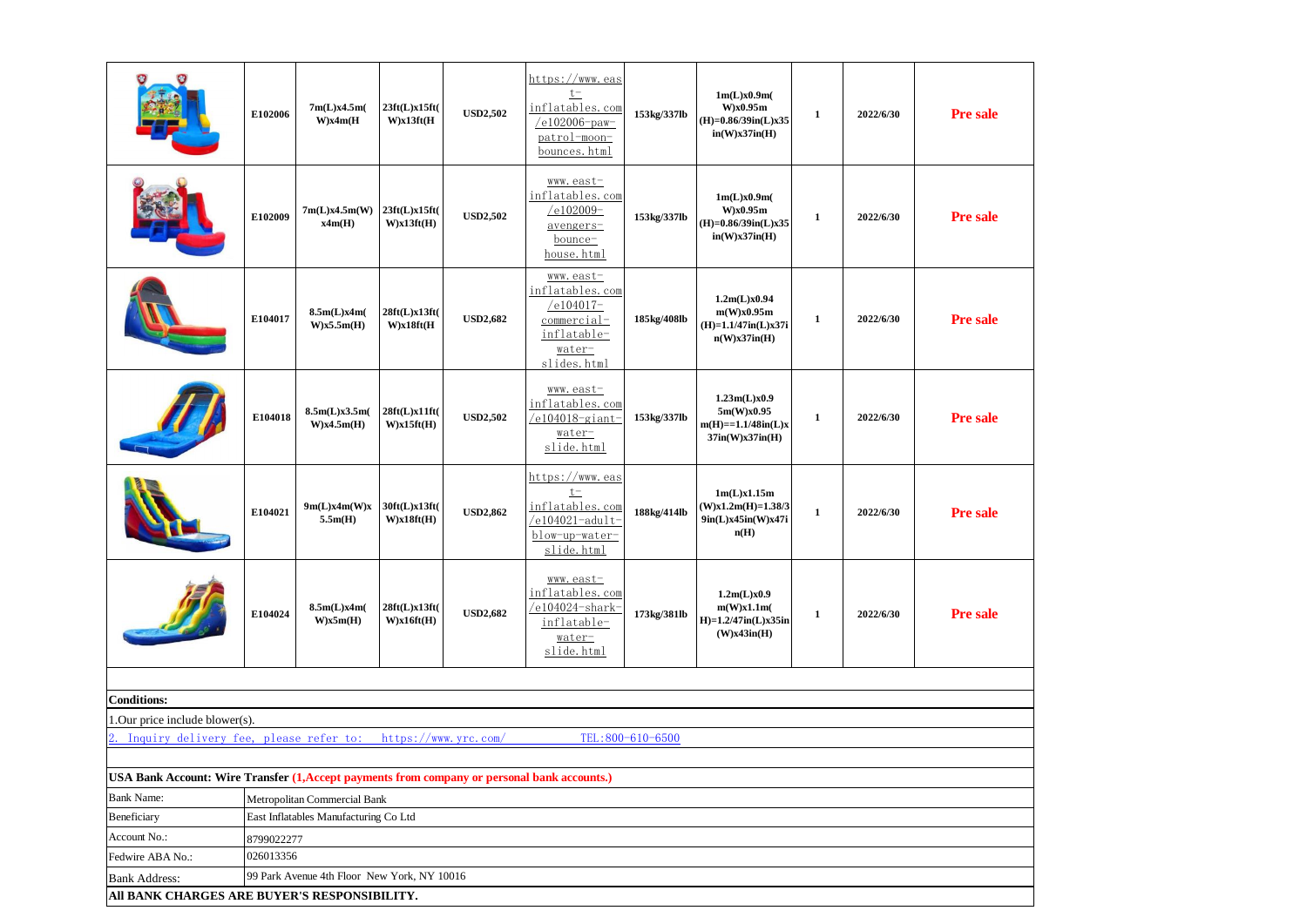| | | | | | | | | | | |
|---|---|---|---|---|---|---|---|---|---|---|
| | E102006 | 7m(L)x4.5m(W)x4m(H | 23ft(L)x15ft(W)x13ft(H | USD2,502 | https://www.east-inflatables.com/e102006-paw-patrol-moon-bounces.html | 153kg/337lb | 1m(L)x0.9m(W)x0.95m(H)=0.86/39in(L)x35in(W)x37in(H) | 1 | 2022/6/30 | **Pre sale** |
| | E102009 | 7m(L)x4.5m(W)x4m(H) | 23ft(L)x15ft(W)x13ft(H) | USD2,502 | www.east-inflatables.com/e102009-avengers-bounce-house.html | 153kg/337lb | 1m(L)x0.9m(W)x0.95m(H)=0.86/39in(L)x35in(W)x37in(H) | 1 | 2022/6/30 | **Pre sale** |
| | E104017 | 8.5m(L)x4m(W)x5.5m(H) | 28ft(L)x13ft(W)x18ft(H | USD2,682 | www.east-inflatables.com/e104017-commercial-inflatable-water-slides.html | 185kg/408lb | 1.2m(L)x0.94m(W)x0.95m(H)=1.1/47in(L)x37in(W)x37in(H) | 1 | 2022/6/30 | **Pre sale** |
| | E104018 | 8.5m(L)x3.5m(W)x4.5m(H) | 28ft(L)x11ft(W)x15ft(H) | USD2,502 | www.east-inflatables.com/e104018-giant-water-slide.html | 153kg/337lb | 1.23m(L)x0.95m(W)x0.95m(H)==1.1/48in(L)x37in(W)x37in(H) | 1 | 2022/6/30 | **Pre sale** |
| | E104021 | 9m(L)x4m(W)x5.5m(H) | 30ft(L)x13ft(W)x18ft(H) | USD2,862 | https://www.east-inflatables.com/e104021-adult-blow-up-water-slide.html | 188kg/414lb | 1m(L)x1.15m(W)x1.2m(H)=1.38/39in(L)x45in(W)x47in(H) | 1 | 2022/6/30 | **Pre sale** |
| | E104024 | 8.5m(L)x4m(W)x5m(H) | 28ft(L)x13ft(W)x16ft(H) | USD2,682 | www.east-inflatables.com/e104024-shark-inflatable-water-slide.html | 173kg/381lb | 1.2m(L)x0.9m(W)x1.1m(H)=1.2/47in(L)x35in(W)x43in(H) | 1 | 2022/6/30 | **Pre sale** |

**Conditions:**

1.Our price include blower(s).

2. Inquiry delivery fee, please refer to: https://www.yrc.com/ TEL:800-610-6500

**USA Bank Account: Wire Transfer (1,Accept payments from company or personal bank accounts.)**

| | |
|---|---|
| Bank Name: | Metropolitan Commercial Bank |
| Beneficiary | East Inflatables Manufacturing Co Ltd |
| Account No.: | 8799022277 |
| Fedwire ABA No.: | 026013356 |
| Bank Address: | 99 Park Avenue 4th Floor New York, NY 10016 |

**All BANK CHARGES ARE BUYER'S RESPONSIBILITY.**